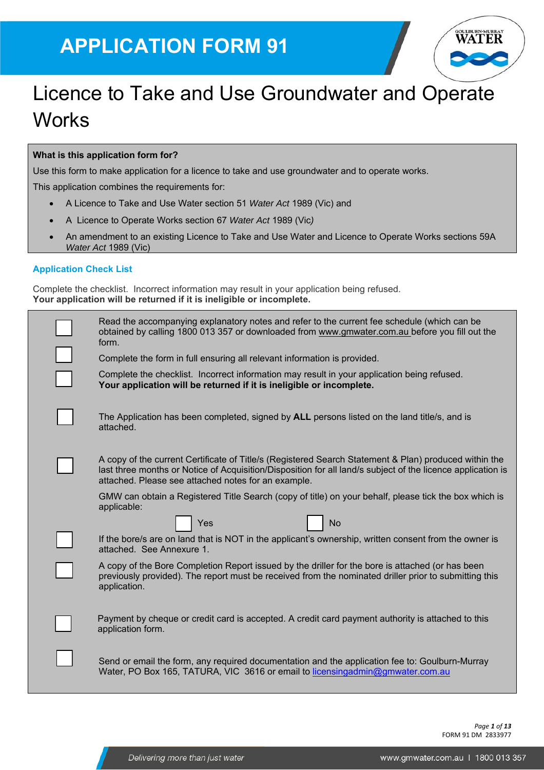# APPLICATION FORM 91

# Licence to Take and Use Groundwater and Operate Works

**What is this application form for?**

Use this form to make application for a licence to take and use groundwater and to operate works.

This application combines the requirements for:

- A Licence to Take and Use Water section 51 *Water Act* 1989 (Vic) and
- A Licence to Operate Works section 67 *Water Act* 1989 (Vic*)*
- An amendment to an existing Licence to Take and Use Water and Licence to Operate Works sections 59A *Water Act* 1989 (Vic)

## Application Check List

Complete the checklist. Incorrect information may result in your application being refused.
**Your application will be returned if it is ineligible or incomplete.**

| | |
|---|---|
| ☐ | Read the accompanying explanatory notes and refer to the current fee schedule (which can be obtained by calling 1800 013 357 or downloaded from www.gmwater.com.au before you fill out the form. |
| ☐ | Complete the form in full ensuring all relevant information is provided. |
| ☐ | Complete the checklist. Incorrect information may result in your application being refused. **Your application will be returned if it is ineligible or incomplete.** |
| ☐ | The Application has been completed, signed by **ALL** persons listed on the land title/s, and is attached. |
| ☐ | A copy of the current Certificate of Title/s (Registered Search Statement & Plan) produced within the last three months or Notice of Acquisition/Disposition for all land/s subject of the licence application is attached. Please see attached notes for an example.<br><br>GMW can obtain a Registered Title Search (copy of title) on your behalf, please tick the box which is applicable:<br><br>☐ Yes ☐ No |
| ☐ | If the bore/s are on land that is NOT in the applicant's ownership, written consent from the owner is attached. See Annexure 1. |
| ☐ | A copy of the Bore Completion Report issued by the driller for the bore is attached (or has been previously provided). The report must be received from the nominated driller prior to submitting this application. |
| ☐ | Payment by cheque or credit card is accepted. A credit card payment authority is attached to this application form. |
| ☐ | Send or email the form, any required documentation and the application fee to: Goulburn-Murray Water, PO Box 165, TATURA, VIC 3616 or email to licensingadmin@gmwater.com.au |

FORM 91 DM 2833977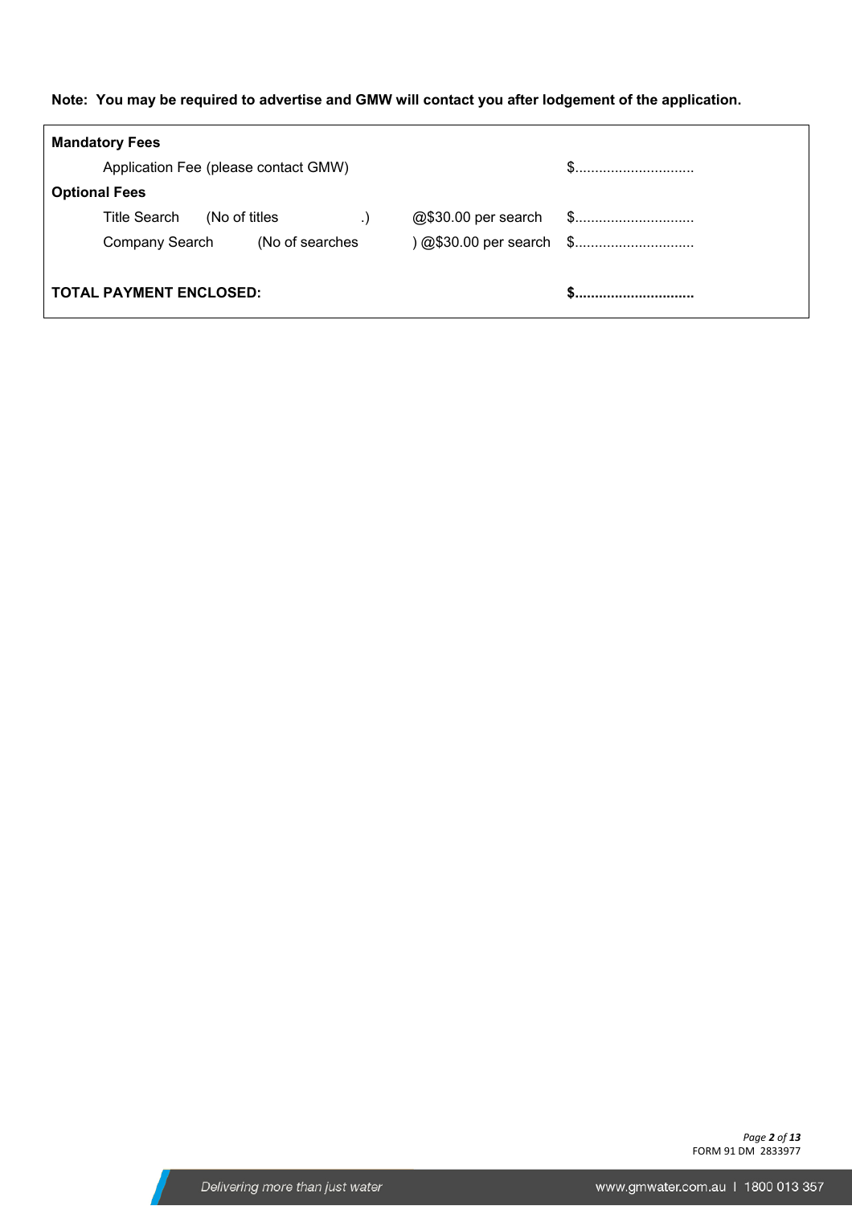**Note: You may be required to advertise and GMW will contact you after lodgement of the application.**

| **Mandatory Fees** | | | |
|---|---|---|---|
| Application Fee (please contact GMW) | | | $............................. |
| **Optional Fees** | | | |
| Title Search | (No of titles .) | @$30.00 per search | $............................. |
| Company Search | (No of searches ) | @$30.00 per search | $............................. |
| **TOTAL PAYMENT ENCLOSED:** | | | **$.............................** |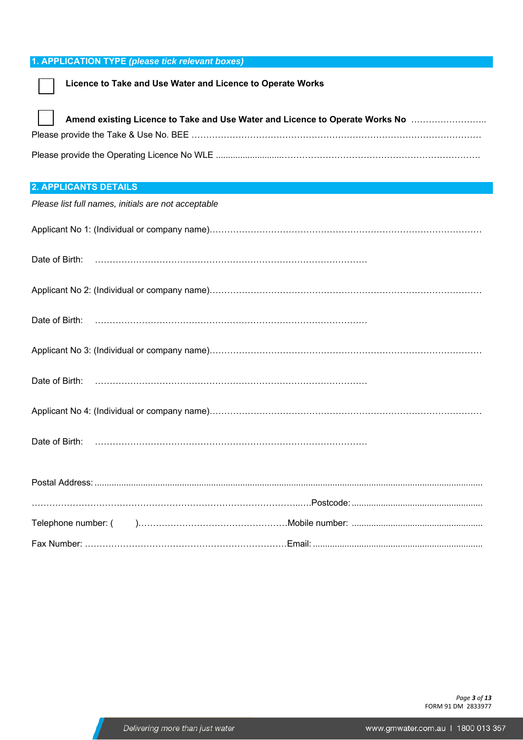## 1. APPLICATION TYPE *(please tick relevant boxes)*

☐ **Licence to Take and Use Water and Licence to Operate Works**

☐ **Amend existing Licence to Take and Use Water and Licence to Operate Works No** ……………………..

Please provide the Take & Use No. BEE ……………………………………………………………………………………

Please provide the Operating Licence No WLE ……………………………………………………………………………

## 2. APPLICANTS DETAILS

*Please list full names, initials are not acceptable*

Applicant No 1: (Individual or company name)……………………………………………………………………………

Date of Birth: ………………………………………………………………………………

Applicant No 2: (Individual or company name)……………………………………………………………………………

Date of Birth: ………………………………………………………………………………

Applicant No 3: (Individual or company name)……………………………………………………………………………

Date of Birth: ………………………………………………………………………………

Applicant No 4: (Individual or company name)……………………………………………………………………………

Date of Birth: ………………………………………………………………………………

Postal Address: ……………………………………………………………………………………………………………

………………………………………………………………………………………Postcode: ……………………………

Telephone number: (   )……………………………………………Mobile number: ……………………………

Fax Number: ……………………………………………………………Email: ………………………………………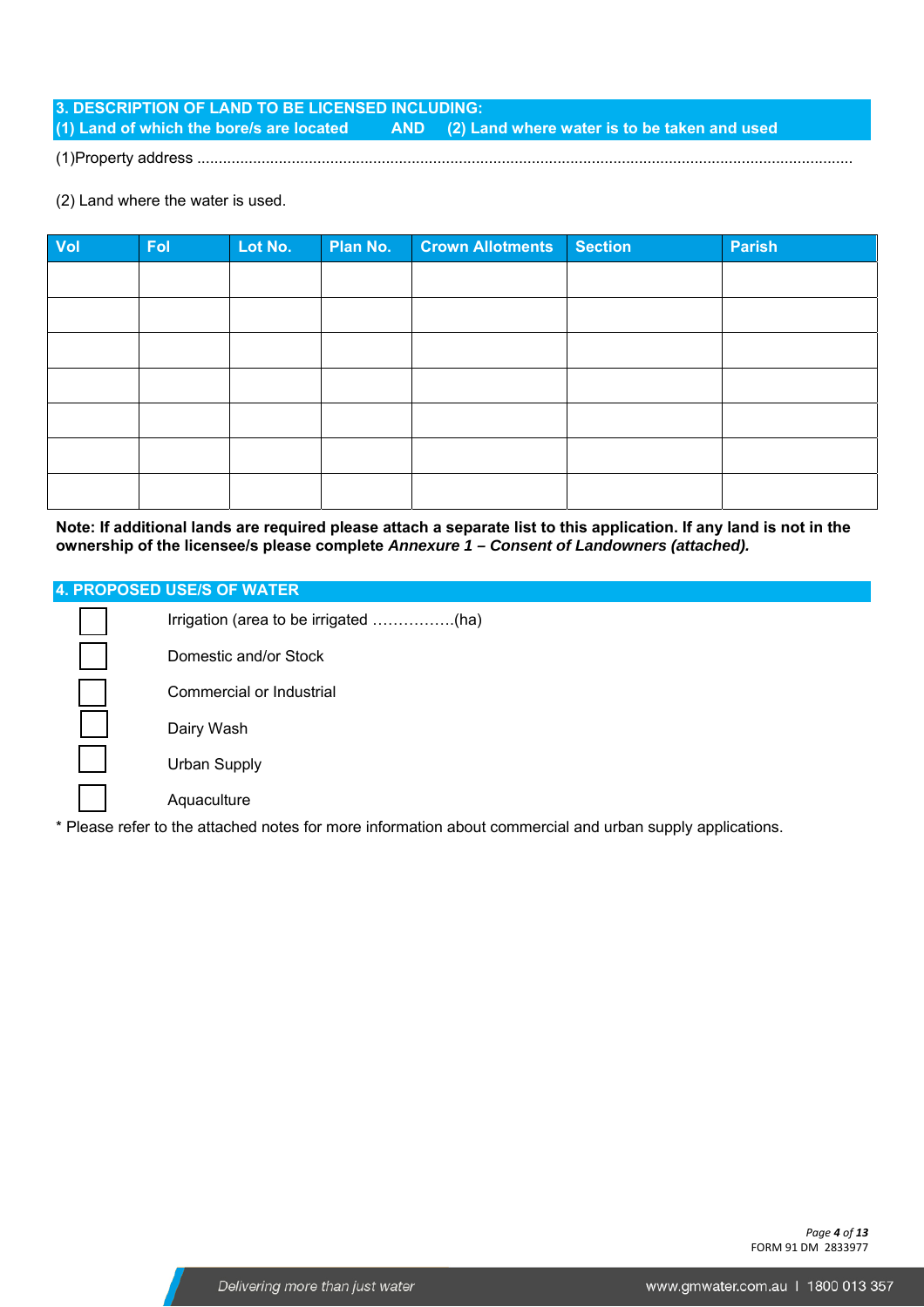## 3. DESCRIPTION OF LAND TO BE LICENSED INCLUDING:
## (1) Land of which the bore/s are located AND (2) Land where water is to be taken and used

(1)Property address ......................................................................................................................................................

(2) Land where the water is used.

| Vol | Fol | Lot No. | Plan No. | Crown Allotments | Section | Parish |
|---|---|---|---|---|---|---|
| | | | | | | |
| | | | | | | |
| | | | | | | |
| | | | | | | |
| | | | | | | |
| | | | | | | |
| | | | | | | |

**Note: If additional lands are required please attach a separate list to this application. If any land is not in the ownership of the licensee/s please complete *Annexure 1 – Consent of Landowners (attached).***

## 4. PROPOSED USE/S OF WATER

- ☐ Irrigation (area to be irrigated …………….(ha)
- ☐ Domestic and/or Stock
- ☐ Commercial or Industrial
- ☐ Dairy Wash
- ☐ Urban Supply
- ☐ Aquaculture

* Please refer to the attached notes for more information about commercial and urban supply applications.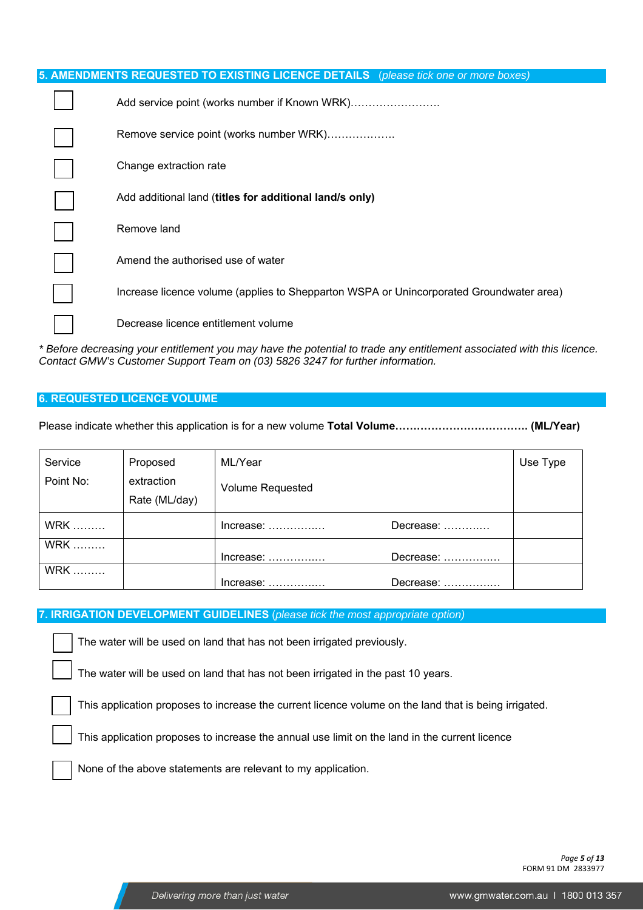## 5. AMENDMENTS REQUESTED TO EXISTING LICENCE DETAILS (*please tick one or more boxes*)

- ☐ Add service point (works number if Known WRK)…………………….
- ☐ Remove service point (works number WRK)……………….
- ☐ Change extraction rate
- ☐ Add additional land (**titles for additional land/s only)**
- ☐ Remove land
- ☐ Amend the authorised use of water
- ☐ Increase licence volume (applies to Shepparton WSPA or Unincorporated Groundwater area)
- ☐ Decrease licence entitlement volume

*\* Before decreasing your entitlement you may have the potential to trade any entitlement associated with this licence. Contact GMW's Customer Support Team on (03) 5826 3247 for further information.*

## 6. REQUESTED LICENCE VOLUME

Please indicate whether this application is for a new volume **Total Volume………………………………. (ML/Year)**

| Service Point No: | Proposed extraction Rate (ML/day) | ML/Year Volume Requested | | Use Type |
|---|---|---|---|---|
| WRK ……… | | Increase: ……………. | Decrease: …………. | |
| WRK ……… | | Increase: ……………. | Decrease: ……………. | |
| WRK ……… | | Increase: ……………. | Decrease: ……………. | |

## 7. IRRIGATION DEVELOPMENT GUIDELINES (*please tick the most appropriate option*)

- ☐ The water will be used on land that has not been irrigated previously.
- ☐ The water will be used on land that has not been irrigated in the past 10 years.
- ☐ This application proposes to increase the current licence volume on the land that is being irrigated.
- ☐ This application proposes to increase the annual use limit on the land in the current licence
- ☐ None of the above statements are relevant to my application.

FORM 91 DM 2833977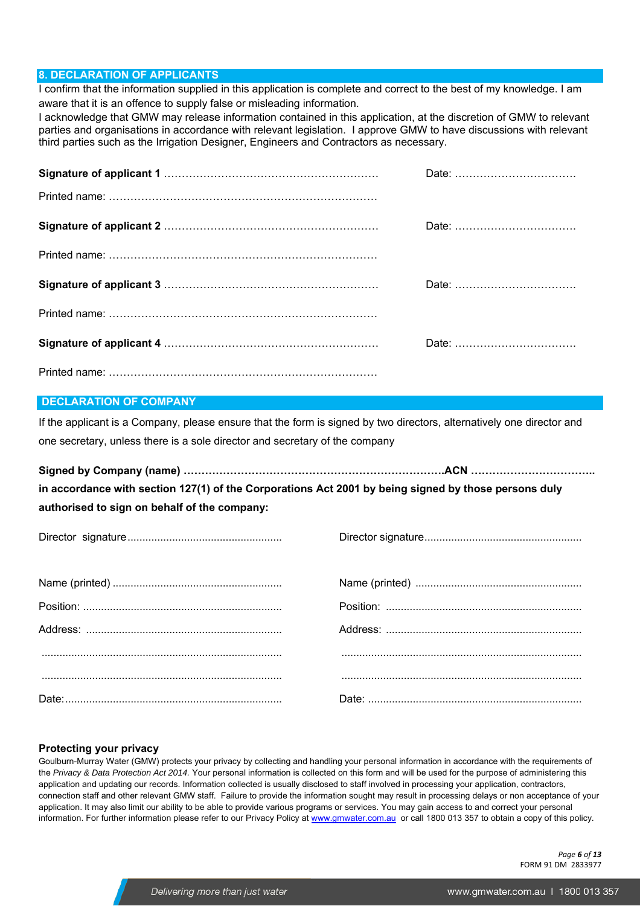## 8. DECLARATION OF APPLICANTS

I confirm that the information supplied in this application is complete and correct to the best of my knowledge. I am aware that it is an offence to supply false or misleading information.

I acknowledge that GMW may release information contained in this application, at the discretion of GMW to relevant parties and organisations in accordance with relevant legislation. I approve GMW to have discussions with relevant third parties such as the Irrigation Designer, Engineers and Contractors as necessary.

**Signature of applicant 1** …………………………………………………… Date: ……………………………

Printed name: ………………………………………………………………

**Signature of applicant 2** …………………………………………………… Date: ……………………………

Printed name: ………………………………………………………………

**Signature of applicant 3** …………………………………………………… Date: ……………………………

Printed name: ………………………………………………………………

**Signature of applicant 4** …………………………………………………… Date: ……………………………

Printed name: ………………………………………………………………

## DECLARATION OF COMPANY

If the applicant is a Company, please ensure that the form is signed by two directors, alternatively one director and one secretary, unless there is a sole director and secretary of the company

**Signed by Company (name) ………………………………………………………………ACN ……………………………..**
**in accordance with section 127(1) of the Corporations Act 2001 by being signed by those persons duly authorised to sign on behalf of the company:**

| | |
|---|---|
| Director signature................................................... | Director signature.................................................... |
| Name (printed) ........................................................ | Name (printed) ....................................................... |
| Position: ................................................................... | Position: ................................................................. |
| Address: ................................................................. | Address: ................................................................. |
| ................................................................................ | ................................................................................ |
| ................................................................................ | ................................................................................ |
| Date:........................................................................ | Date: ....................................................................... |

### Protecting your privacy

Goulburn-Murray Water (GMW) protects your privacy by collecting and handling your personal information in accordance with the requirements of the *Privacy & Data Protection Act 2014.* Your personal information is collected on this form and will be used for the purpose of administering this application and updating our records. Information collected is usually disclosed to staff involved in processing your application, contractors, connection staff and other relevant GMW staff. Failure to provide the information sought may result in processing delays or non acceptance of your application. It may also limit our ability to be able to provide various programs or services. You may gain access to and correct your personal information. For further information please refer to our Privacy Policy at www.gmwater.com.au or call 1800 013 357 to obtain a copy of this policy.

FORM 91 DM 2833977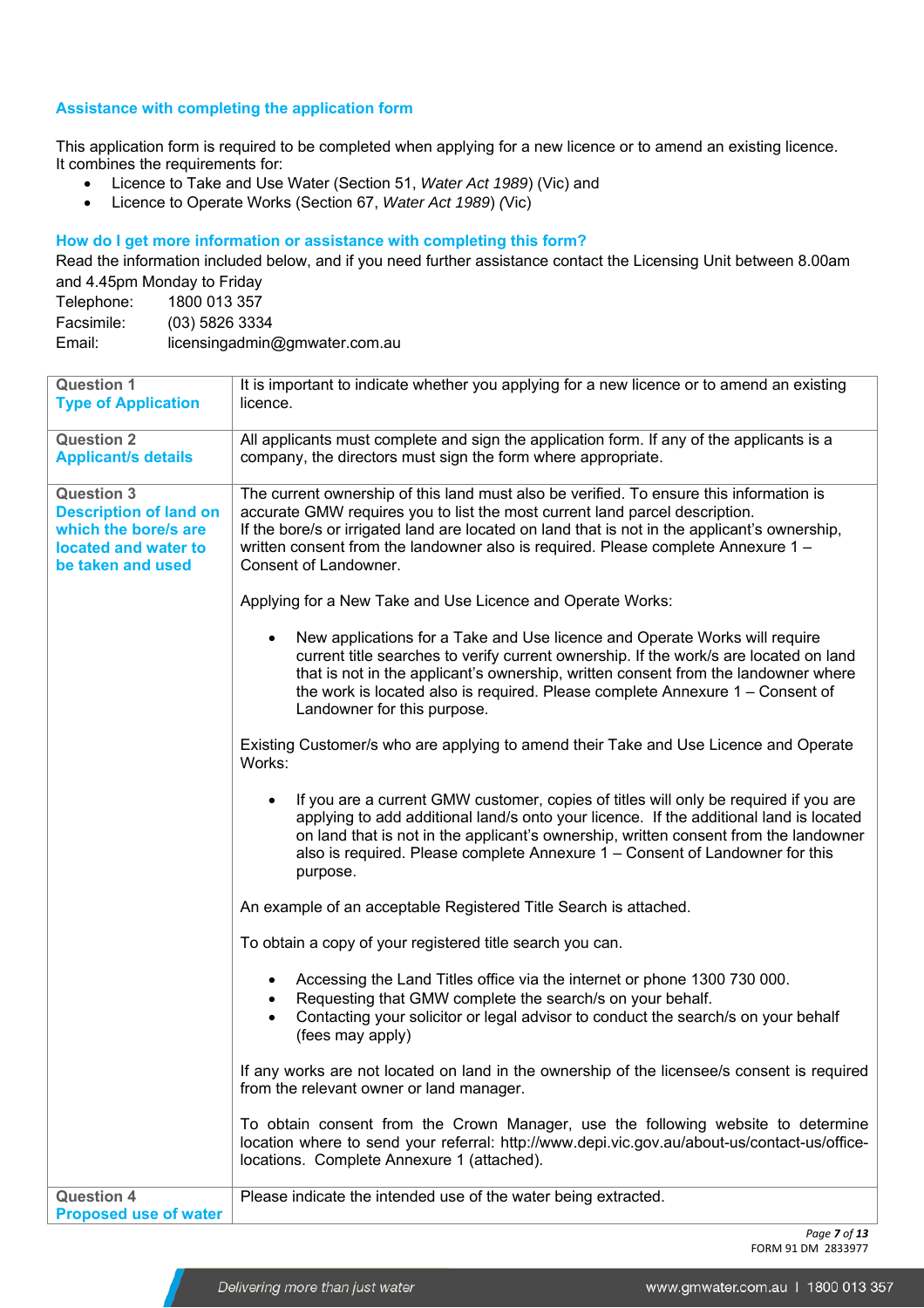## Assistance with completing the application form

This application form is required to be completed when applying for a new licence or to amend an existing licence. It combines the requirements for:

- Licence to Take and Use Water (Section 51, *Water Act 1989*) (Vic) and
- Licence to Operate Works (Section 67, *Water Act 1989*) (Vic)

## How do I get more information or assistance with completing this form?

Read the information included below, and if you need further assistance contact the Licensing Unit between 8.00am and 4.45pm Monday to Friday

Telephone: 1800 013 357
Facsimile: (03) 5826 3334
Email: licensingadmin@gmwater.com.au

| | |
|---|---|
| **Question 1**<br>**Type of Application** | It is important to indicate whether you applying for a new licence or to amend an existing licence. |
| **Question 2**<br>**Applicant/s details** | All applicants must complete and sign the application form. If any of the applicants is a company, the directors must sign the form where appropriate. |
| **Question 3**<br>**Description of land on which the bore/s are located and water to be taken and used** | The current ownership of this land must also be verified. To ensure this information is accurate GMW requires you to list the most current land parcel description.<br>If the bore/s or irrigated land are located on land that is not in the applicant's ownership, written consent from the landowner also is required. Please complete Annexure 1 – Consent of Landowner.<br><br>Applying for a New Take and Use Licence and Operate Works:<br><br>• New applications for a Take and Use licence and Operate Works will require current title searches to verify current ownership. If the work/s are located on land that is not in the applicant's ownership, written consent from the landowner where the work is located also is required. Please complete Annexure 1 – Consent of Landowner for this purpose.<br><br>Existing Customer/s who are applying to amend their Take and Use Licence and Operate Works:<br><br>• If you are a current GMW customer, copies of titles will only be required if you are applying to add additional land/s onto your licence. If the additional land is located on land that is not in the applicant's ownership, written consent from the landowner also is required. Please complete Annexure 1 – Consent of Landowner for this purpose.<br><br>An example of an acceptable Registered Title Search is attached.<br><br>To obtain a copy of your registered title search you can.<br><br>• Accessing the Land Titles office via the internet or phone 1300 730 000.<br>• Requesting that GMW complete the search/s on your behalf.<br>• Contacting your solicitor or legal advisor to conduct the search/s on your behalf (fees may apply)<br><br>If any works are not located on land in the ownership of the licensee/s consent is required from the relevant owner or land manager.<br><br>To obtain consent from the Crown Manager, use the following website to determine location where to send your referral: http://www.depi.vic.gov.au/about-us/contact-us/office-locations. Complete Annexure 1 (attached). |
| **Question 4**<br>**Proposed use of water** | Please indicate the intended use of the water being extracted. |

FORM 91 DM 2833977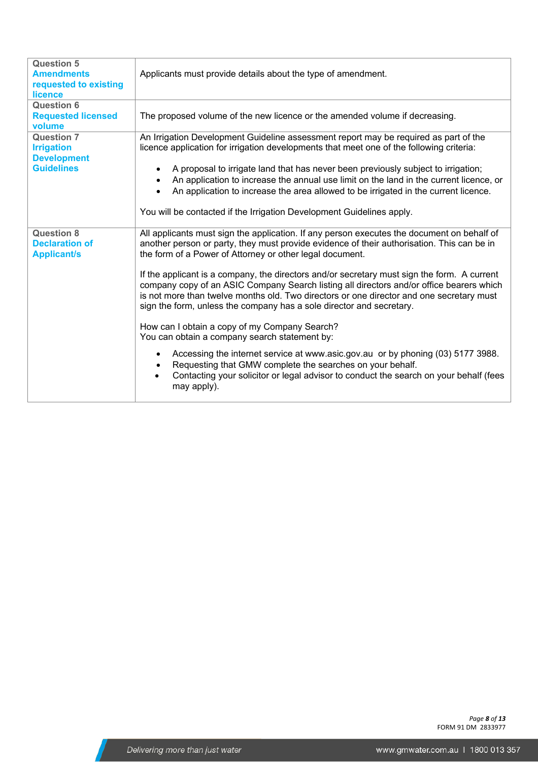| | |
|---|---|
| **Question 5** **Amendments requested to existing licence** | Applicants must provide details about the type of amendment. |
| **Question 6** **Requested licensed volume** | The proposed volume of the new licence or the amended volume if decreasing. |
| **Question 7** **Irrigation Development Guidelines** | An Irrigation Development Guideline assessment report may be required as part of the licence application for irrigation developments that meet one of the following criteria:<br><br>• A proposal to irrigate land that has never been previously subject to irrigation;<br>• An application to increase the annual use limit on the land in the current licence, or<br>• An application to increase the area allowed to be irrigated in the current licence.<br><br>You will be contacted if the Irrigation Development Guidelines apply. |
| **Question 8** **Declaration of Applicant/s** | All applicants must sign the application. If any person executes the document on behalf of another person or party, they must provide evidence of their authorisation. This can be in the form of a Power of Attorney or other legal document.<br><br>If the applicant is a company, the directors and/or secretary must sign the form. A current company copy of an ASIC Company Search listing all directors and/or office bearers which is not more than twelve months old. Two directors or one director and one secretary must sign the form, unless the company has a sole director and secretary.<br><br>How can I obtain a copy of my Company Search?<br>You can obtain a company search statement by:<br><br>• Accessing the internet service at www.asic.gov.au or by phoning (03) 5177 3988.<br>• Requesting that GMW complete the searches on your behalf.<br>• Contacting your solicitor or legal advisor to conduct the search on your behalf (fees may apply). |

FORM 91 DM 2833977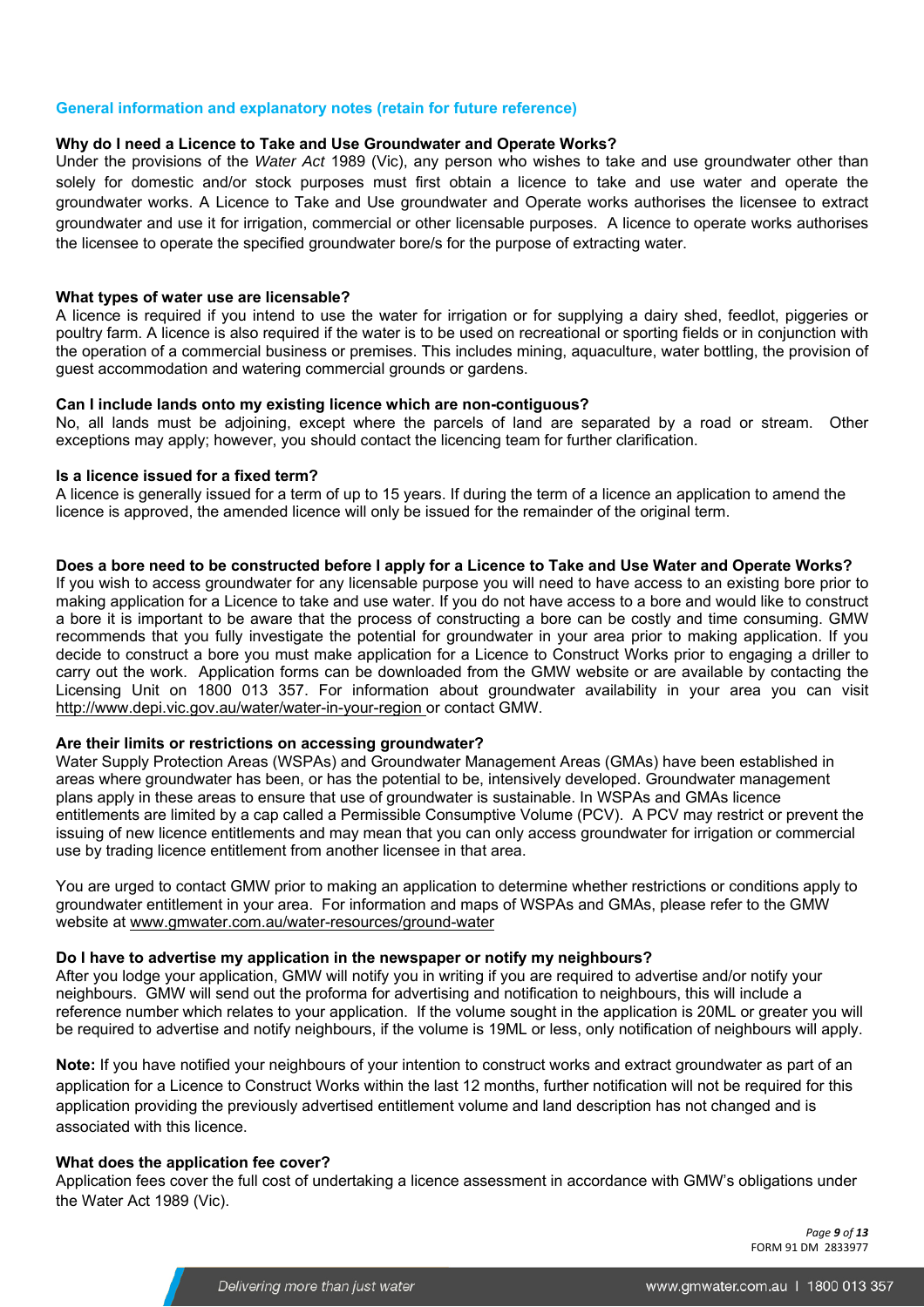## General information and explanatory notes (retain for future reference)

### Why do I need a Licence to Take and Use Groundwater and Operate Works?

Under the provisions of the *Water Act* 1989 (Vic), any person who wishes to take and use groundwater other than solely for domestic and/or stock purposes must first obtain a licence to take and use water and operate the groundwater works. A Licence to Take and Use groundwater and Operate works authorises the licensee to extract groundwater and use it for irrigation, commercial or other licensable purposes. A licence to operate works authorises the licensee to operate the specified groundwater bore/s for the purpose of extracting water.

### What types of water use are licensable?

A licence is required if you intend to use the water for irrigation or for supplying a dairy shed, feedlot, piggeries or poultry farm. A licence is also required if the water is to be used on recreational or sporting fields or in conjunction with the operation of a commercial business or premises. This includes mining, aquaculture, water bottling, the provision of guest accommodation and watering commercial grounds or gardens.

### Can I include lands onto my existing licence which are non-contiguous?

No, all lands must be adjoining, except where the parcels of land are separated by a road or stream. Other exceptions may apply; however, you should contact the licencing team for further clarification.

### Is a licence issued for a fixed term?

A licence is generally issued for a term of up to 15 years. If during the term of a licence an application to amend the licence is approved, the amended licence will only be issued for the remainder of the original term.

### Does a bore need to be constructed before I apply for a Licence to Take and Use Water and Operate Works?

If you wish to access groundwater for any licensable purpose you will need to have access to an existing bore prior to making application for a Licence to take and use water. If you do not have access to a bore and would like to construct a bore it is important to be aware that the process of constructing a bore can be costly and time consuming. GMW recommends that you fully investigate the potential for groundwater in your area prior to making application. If you decide to construct a bore you must make application for a Licence to Construct Works prior to engaging a driller to carry out the work. Application forms can be downloaded from the GMW website or are available by contacting the Licensing Unit on 1800 013 357. For information about groundwater availability in your area you can visit http://www.depi.vic.gov.au/water/water-in-your-region or contact GMW.

### Are their limits or restrictions on accessing groundwater?

Water Supply Protection Areas (WSPAs) and Groundwater Management Areas (GMAs) have been established in areas where groundwater has been, or has the potential to be, intensively developed. Groundwater management plans apply in these areas to ensure that use of groundwater is sustainable. In WSPAs and GMAs licence entitlements are limited by a cap called a Permissible Consumptive Volume (PCV). A PCV may restrict or prevent the issuing of new licence entitlements and may mean that you can only access groundwater for irrigation or commercial use by trading licence entitlement from another licensee in that area.

You are urged to contact GMW prior to making an application to determine whether restrictions or conditions apply to groundwater entitlement in your area. For information and maps of WSPAs and GMAs, please refer to the GMW website at www.gmwater.com.au/water-resources/ground-water

### Do I have to advertise my application in the newspaper or notify my neighbours?

After you lodge your application, GMW will notify you in writing if you are required to advertise and/or notify your neighbours. GMW will send out the proforma for advertising and notification to neighbours, this will include a reference number which relates to your application. If the volume sought in the application is 20ML or greater you will be required to advertise and notify neighbours, if the volume is 19ML or less, only notification of neighbours will apply.

**Note:** If you have notified your neighbours of your intention to construct works and extract groundwater as part of an application for a Licence to Construct Works within the last 12 months, further notification will not be required for this application providing the previously advertised entitlement volume and land description has not changed and is associated with this licence.

### What does the application fee cover?

Application fees cover the full cost of undertaking a licence assessment in accordance with GMW's obligations under the Water Act 1989 (Vic).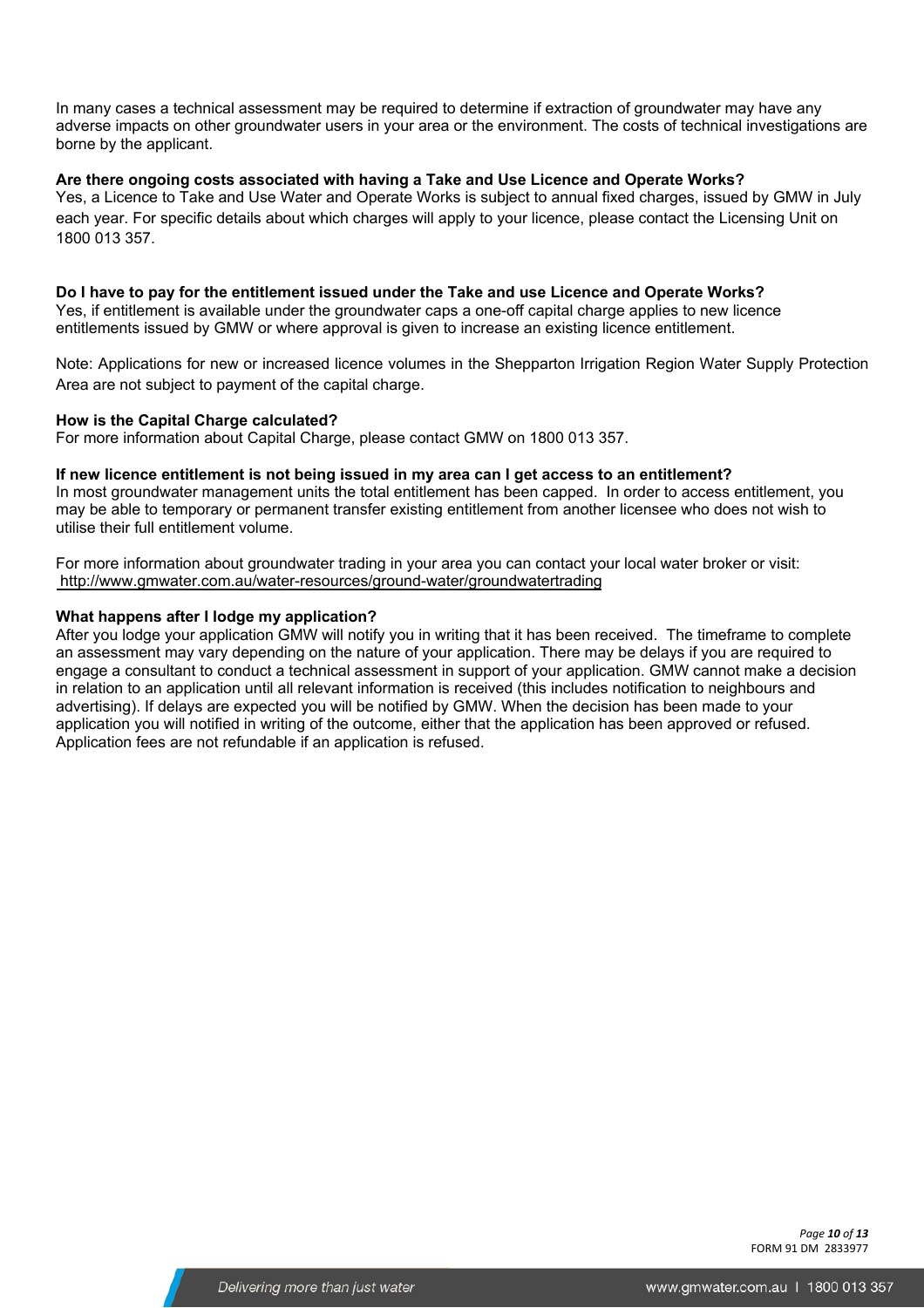In many cases a technical assessment may be required to determine if extraction of groundwater may have any adverse impacts on other groundwater users in your area or the environment. The costs of technical investigations are borne by the applicant.

**Are there ongoing costs associated with having a Take and Use Licence and Operate Works?**

Yes, a Licence to Take and Use Water and Operate Works is subject to annual fixed charges, issued by GMW in July each year. For specific details about which charges will apply to your licence, please contact the Licensing Unit on 1800 013 357.

**Do I have to pay for the entitlement issued under the Take and use Licence and Operate Works?**

Yes, if entitlement is available under the groundwater caps a one-off capital charge applies to new licence entitlements issued by GMW or where approval is given to increase an existing licence entitlement.

Note: Applications for new or increased licence volumes in the Shepparton Irrigation Region Water Supply Protection Area are not subject to payment of the capital charge.

**How is the Capital Charge calculated?**

For more information about Capital Charge, please contact GMW on 1800 013 357.

**If new licence entitlement is not being issued in my area can I get access to an entitlement?**

In most groundwater management units the total entitlement has been capped. In order to access entitlement, you may be able to temporary or permanent transfer existing entitlement from another licensee who does not wish to utilise their full entitlement volume.

For more information about groundwater trading in your area you can contact your local water broker or visit: http://www.gmwater.com.au/water-resources/ground-water/groundwatertrading

**What happens after I lodge my application?**

After you lodge your application GMW will notify you in writing that it has been received. The timeframe to complete an assessment may vary depending on the nature of your application. There may be delays if you are required to engage a consultant to conduct a technical assessment in support of your application. GMW cannot make a decision in relation to an application until all relevant information is received (this includes notification to neighbours and advertising). If delays are expected you will be notified by GMW. When the decision has been made to your application you will notified in writing of the outcome, either that the application has been approved or refused. Application fees are not refundable if an application is refused.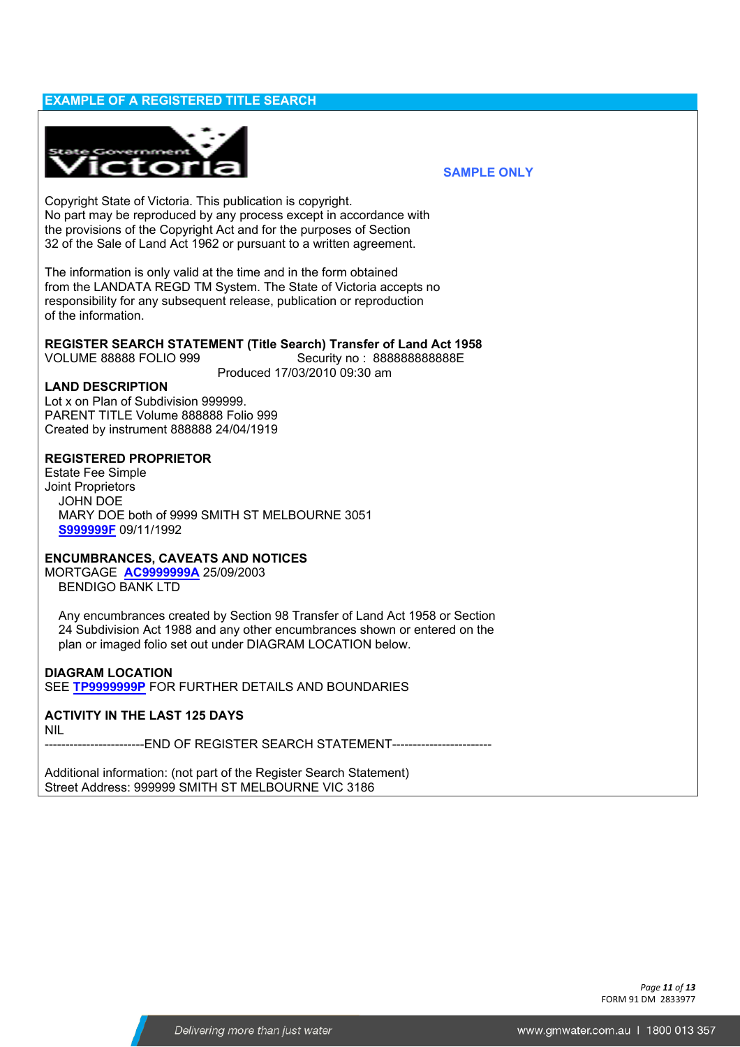## EXAMPLE OF A REGISTERED TITLE SEARCH

State Government Victoria

**SAMPLE ONLY**

Copyright State of Victoria. This publication is copyright.
No part may be reproduced by any process except in accordance with the provisions of the Copyright Act and for the purposes of Section 32 of the Sale of Land Act 1962 or pursuant to a written agreement.

The information is only valid at the time and in the form obtained from the LANDATA REGD TM System. The State of Victoria accepts no responsibility for any subsequent release, publication or reproduction of the information.

**REGISTER SEARCH STATEMENT (Title Search) Transfer of Land Act 1958**
VOLUME 88888 FOLIO 999 Security no : 888888888888E
Produced 17/03/2010 09:30 am

**LAND DESCRIPTION**
Lot x on Plan of Subdivision 999999.
PARENT TITLE Volume 888888 Folio 999
Created by instrument 888888 24/04/1919

**REGISTERED PROPRIETOR**
Estate Fee Simple
Joint Proprietors
JOHN DOE
MARY DOE both of 9999 SMITH ST MELBOURNE 3051
**S999999F** 09/11/1992

**ENCUMBRANCES, CAVEATS AND NOTICES**
MORTGAGE **AC9999999A** 25/09/2003
BENDIGO BANK LTD

Any encumbrances created by Section 98 Transfer of Land Act 1958 or Section 24 Subdivision Act 1988 and any other encumbrances shown or entered on the plan or imaged folio set out under DIAGRAM LOCATION below.

**DIAGRAM LOCATION**
SEE **TP9999999P** FOR FURTHER DETAILS AND BOUNDARIES

**ACTIVITY IN THE LAST 125 DAYS**
NIL
------------------------END OF REGISTER SEARCH STATEMENT------------------------

Additional information: (not part of the Register Search Statement)
Street Address: 999999 SMITH ST MELBOURNE VIC 3186

FORM 91 DM 2833977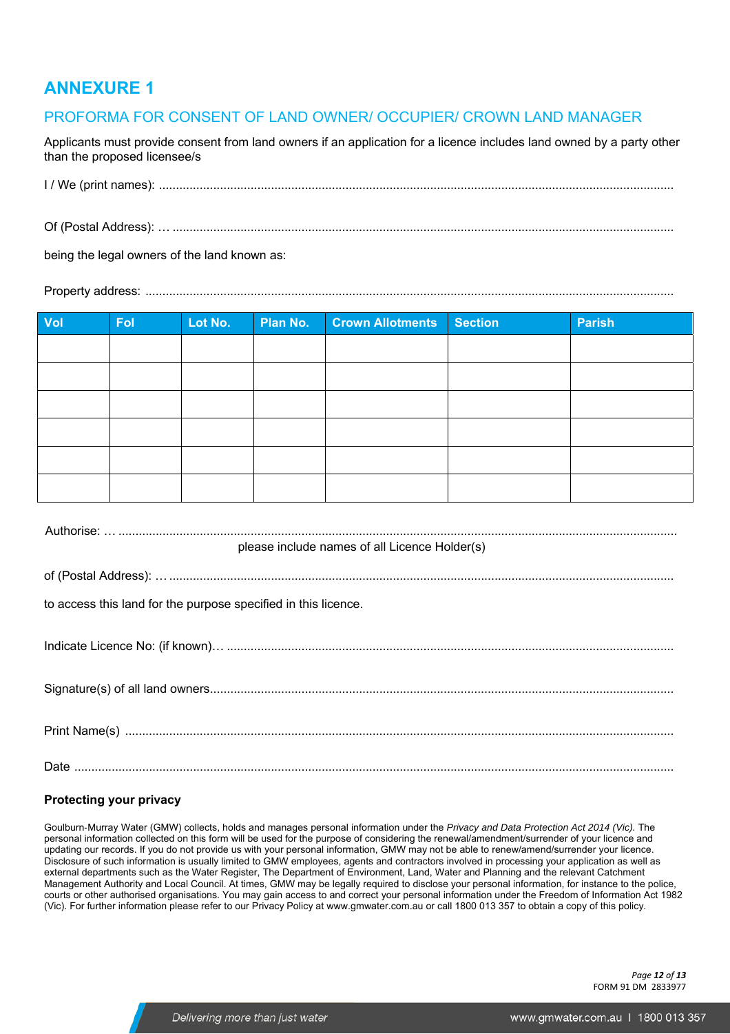# ANNEXURE 1

## PROFORMA FOR CONSENT OF LAND OWNER/ OCCUPIER/ CROWN LAND MANAGER

Applicants must provide consent from land owners if an application for a licence includes land owned by a party other than the proposed licensee/s

I / We (print names): ..........................................................................................................................................

Of (Postal Address): … ......................................................................................................................................

being the legal owners of the land known as:

Property address: ..............................................................................................................................................

| Vol | Fol | Lot No. | Plan No. | Crown Allotments | Section | Parish |
|---|---|---|---|---|---|---|
| | | | | | | |
| | | | | | | |
| | | | | | | |
| | | | | | | |
| | | | | | | |
| | | | | | | |

Authorise: … ......................................................................................................................................................
please include names of all Licence Holder(s)

of (Postal Address): … ......................................................................................................................................

to access this land for the purpose specified in this licence.

Indicate Licence No: (if known)… ......................................................................................................................

Signature(s) of all land owners..........................................................................................................................

Print Name(s) ....................................................................................................................................................

Date ...................................................................................................................................................................

### Protecting your privacy

Goulburn-Murray Water (GMW) collects, holds and manages personal information under the *Privacy and Data Protection Act 2014 (Vic).* The personal information collected on this form will be used for the purpose of considering the renewal/amendment/surrender of your licence and updating our records. If you do not provide us with your personal information, GMW may not be able to renew/amend/surrender your licence. Disclosure of such information is usually limited to GMW employees, agents and contractors involved in processing your application as well as external departments such as the Water Register, The Department of Environment, Land, Water and Planning and the relevant Catchment Management Authority and Local Council. At times, GMW may be legally required to disclose your personal information, for instance to the police, courts or other authorised organisations. You may gain access to and correct your personal information under the Freedom of Information Act 1982 (Vic). For further information please refer to our Privacy Policy at www.gmwater.com.au or call 1800 013 357 to obtain a copy of this policy.

FORM 91 DM 2833977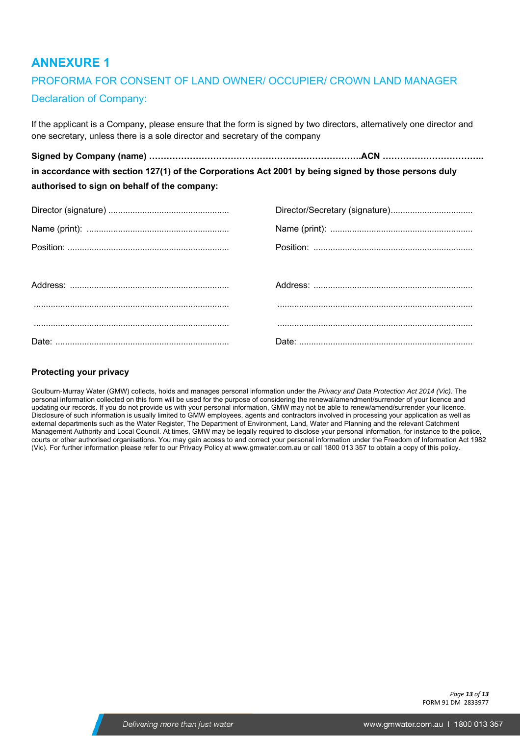# ANNEXURE 1

## PROFORMA FOR CONSENT OF LAND OWNER/ OCCUPIER/ CROWN LAND MANAGER

### Declaration of Company:

If the applicant is a Company, please ensure that the form is signed by two directors, alternatively one director and one secretary, unless there is a sole director and secretary of the company

**Signed by Company (name) ………………………………………………………………ACN ……………………………..**
**in accordance with section 127(1) of the Corporations Act 2001 by being signed by those persons duly authorised to sign on behalf of the company:**

| | |
|---|---|
| Director (signature) .................................................. | Director/Secretary (signature).................................. |
| Name (print): ........................................................... | Name (print): ........................................................... |
| Position: .................................................................. | Position: ................................................................. |
| Address: ................................................................. | Address: ................................................................. |
| ................................................................................ | ................................................................................ |
| ................................................................................ | ................................................................................ |
| Date: ....................................................................... | Date: ....................................................................... |

**Protecting your privacy**

Goulburn-Murray Water (GMW) collects, holds and manages personal information under the *Privacy and Data Protection Act 2014 (Vic).* The personal information collected on this form will be used for the purpose of considering the renewal/amendment/surrender of your licence and updating our records. If you do not provide us with your personal information, GMW may not be able to renew/amend/surrender your licence. Disclosure of such information is usually limited to GMW employees, agents and contractors involved in processing your application as well as external departments such as the Water Register, The Department of Environment, Land, Water and Planning and the relevant Catchment Management Authority and Local Council. At times, GMW may be legally required to disclose your personal information, for instance to the police, courts or other authorised organisations. You may gain access to and correct your personal information under the Freedom of Information Act 1982 (Vic). For further information please refer to our Privacy Policy at www.gmwater.com.au or call 1800 013 357 to obtain a copy of this policy.

FORM 91 DM 2833977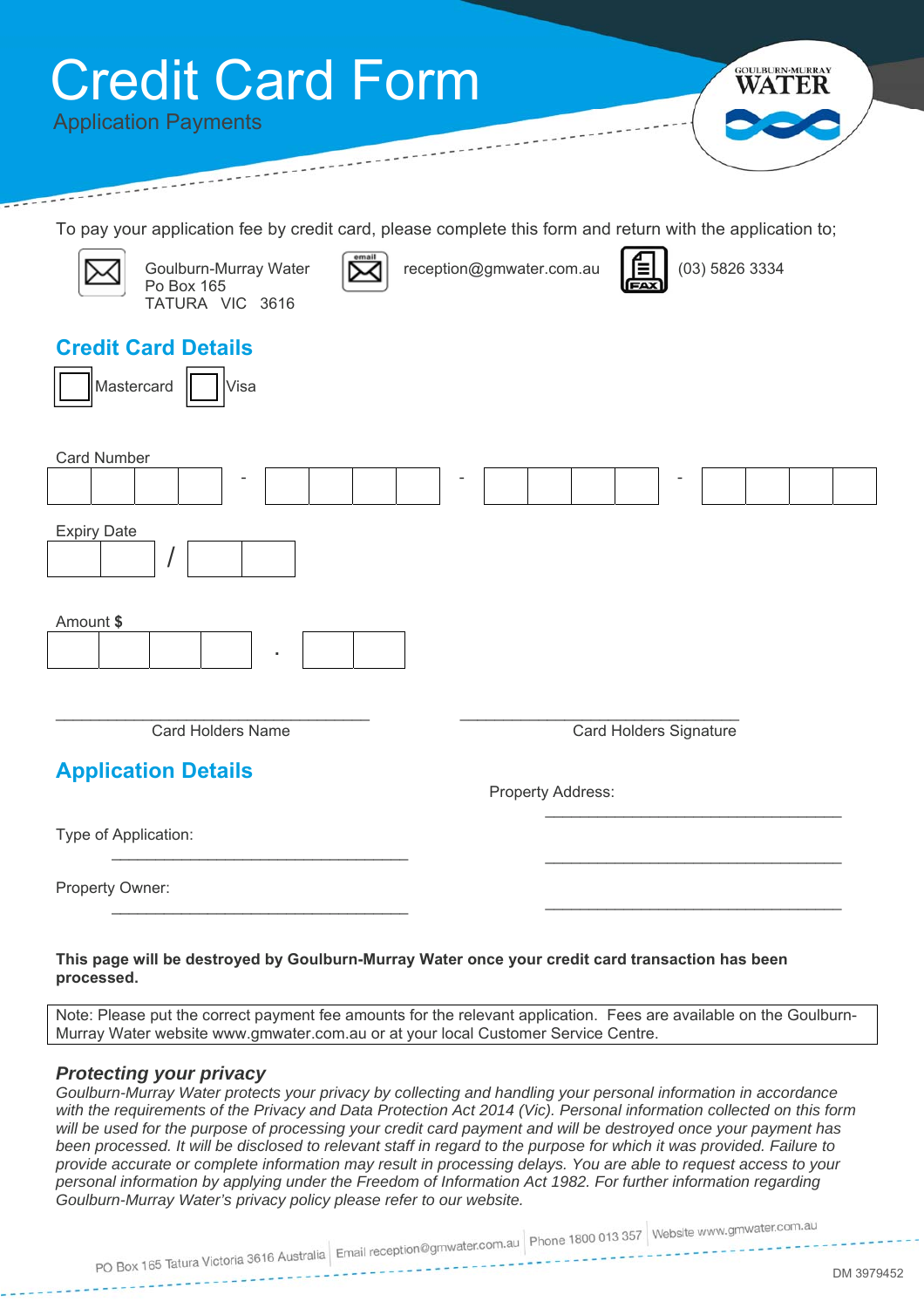# Credit Card Form

Application Payments

GOULBURN-MURRAY WATER

To pay your application fee by credit card, please complete this form and return with the application to;

Goulburn-Murray Water
Po Box 165
TATURA VIC 3616

reception@gmwater.com.au

(03) 5826 3334

## Credit Card Details

☐ Mastercard ☐ Visa

Card Number

| | | | | - | | | | | - | | | | | - | | | | |
|---|---|---|---|---|---|---|---|---|---|---|---|---|---|---|---|---|---|---|

Expiry Date

| | | / | | |
|---|---|---|---|---|

Amount $

| | | | | . | | |
|---|---|---|---|---|---|---|

\_\_\_\_\_\_\_\_\_\_\_\_\_\_\_\_\_\_\_\_\_\_\_\_\_\_\_\_\_\_ Card Holders Name

\_\_\_\_\_\_\_\_\_\_\_\_\_\_\_\_\_\_\_\_\_\_\_\_\_\_\_\_\_\_ Card Holders Signature

## Application Details

Type of Application:

\_\_\_\_\_\_\_\_\_\_\_\_\_\_\_\_\_\_\_\_\_\_\_\_\_\_\_\_\_\_

Property Owner:

\_\_\_\_\_\_\_\_\_\_\_\_\_\_\_\_\_\_\_\_\_\_\_\_\_\_\_\_\_\_

Property Address:

\_\_\_\_\_\_\_\_\_\_\_\_\_\_\_\_\_\_\_\_\_\_\_\_\_\_\_\_\_\_

\_\_\_\_\_\_\_\_\_\_\_\_\_\_\_\_\_\_\_\_\_\_\_\_\_\_\_\_\_\_

\_\_\_\_\_\_\_\_\_\_\_\_\_\_\_\_\_\_\_\_\_\_\_\_\_\_\_\_\_\_

**This page will be destroyed by Goulburn-Murray Water once your credit card transaction has been processed.**

Note: Please put the correct payment fee amounts for the relevant application. Fees are available on the Goulburn-Murray Water website www.gmwater.com.au or at your local Customer Service Centre.

### *Protecting your privacy*

*Goulburn-Murray Water protects your privacy by collecting and handling your personal information in accordance with the requirements of the Privacy and Data Protection Act 2014 (Vic). Personal information collected on this form will be used for the purpose of processing your credit card payment and will be destroyed once your payment has been processed. It will be disclosed to relevant staff in regard to the purpose for which it was provided. Failure to provide accurate or complete information may result in processing delays. You are able to request access to your personal information by applying under the Freedom of Information Act 1982. For further information regarding Goulburn-Murray Water's privacy policy please refer to our website.*

PO Box 165 Tatura Victoria 3616 Australia | Email reception@gmwater.com.au | Phone 1800 013 357 | Website www.gmwater.com.au

DM 3979452